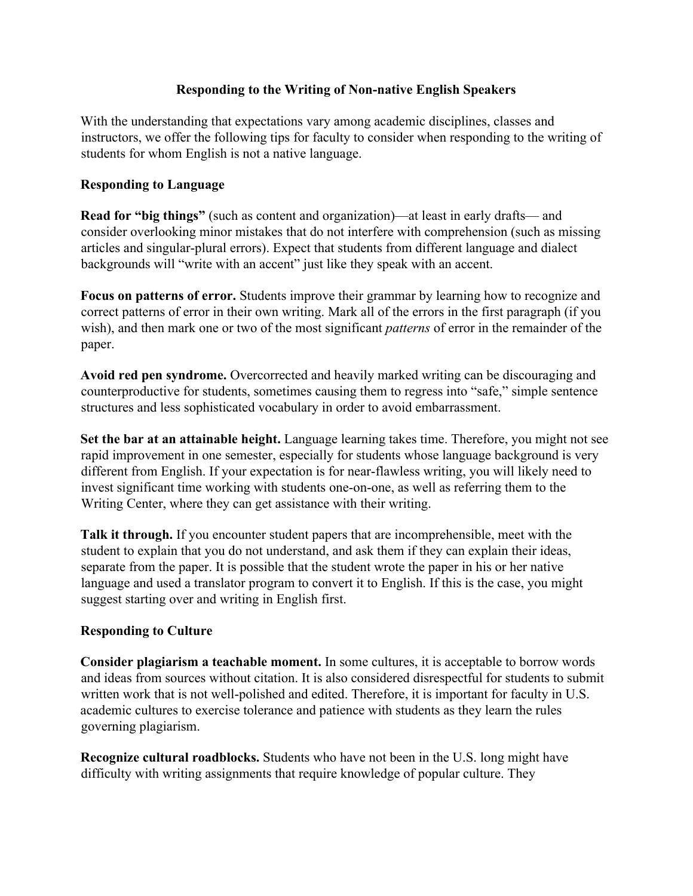# Responding to the Writing of Non-native English Speakers

With the understanding that expectations vary among academic disciplines, classes and instructors, we offer the following tips for faculty to consider when responding to the writing of students for whom English is not a native language.

## Responding to Language

**Read for "big things"** (such as content and organization)—at least in early drafts— and consider overlooking minor mistakes that do not interfere with comprehension (such as missing articles and singular-plural errors). Expect that students from different language and dialect backgrounds will "write with an accent" just like they speak with an accent.

**Focus on patterns of error.** Students improve their grammar by learning how to recognize and correct patterns of error in their own writing. Mark all of the errors in the first paragraph (if you wish), and then mark one or two of the most significant *patterns* of error in the remainder of the paper.

**Avoid red pen syndrome.** Overcorrected and heavily marked writing can be discouraging and counterproductive for students, sometimes causing them to regress into "safe," simple sentence structures and less sophisticated vocabulary in order to avoid embarrassment.

**Set the bar at an attainable height.** Language learning takes time. Therefore, you might not see rapid improvement in one semester, especially for students whose language background is very different from English. If your expectation is for near-flawless writing, you will likely need to invest significant time working with students one-on-one, as well as referring them to the Writing Center, where they can get assistance with their writing.

**Talk it through.** If you encounter student papers that are incomprehensible, meet with the student to explain that you do not understand, and ask them if they can explain their ideas, separate from the paper. It is possible that the student wrote the paper in his or her native language and used a translator program to convert it to English. If this is the case, you might suggest starting over and writing in English first.

## Responding to Culture

**Consider plagiarism a teachable moment.** In some cultures, it is acceptable to borrow words and ideas from sources without citation. It is also considered disrespectful for students to submit written work that is not well-polished and edited. Therefore, it is important for faculty in U.S. academic cultures to exercise tolerance and patience with students as they learn the rules governing plagiarism.

**Recognize cultural roadblocks.** Students who have not been in the U.S. long might have difficulty with writing assignments that require knowledge of popular culture. They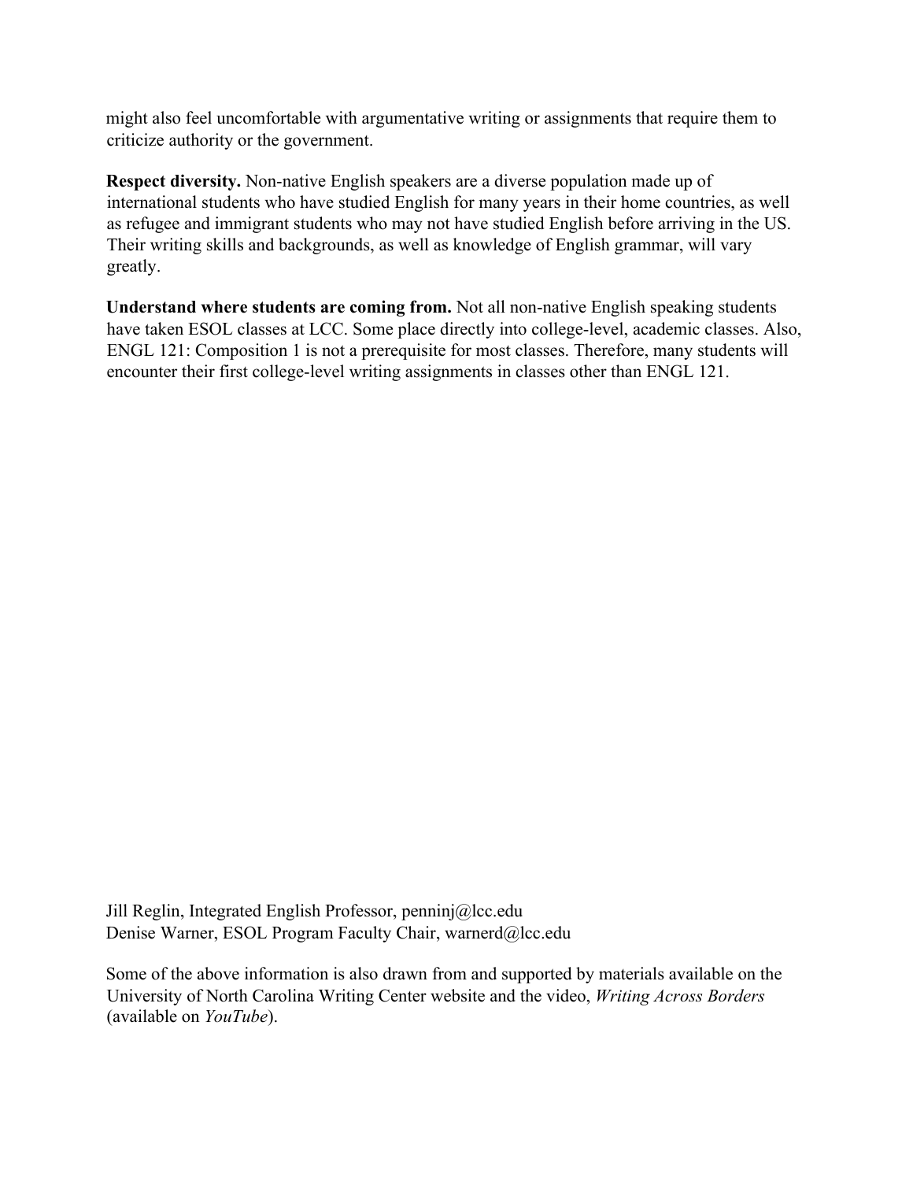might also feel uncomfortable with argumentative writing or assignments that require them to criticize authority or the government.

**Respect diversity.** Non-native English speakers are a diverse population made up of international students who have studied English for many years in their home countries, as well as refugee and immigrant students who may not have studied English before arriving in the US. Their writing skills and backgrounds, as well as knowledge of English grammar, will vary greatly.

**Understand where students are coming from.** Not all non-native English speaking students have taken ESOL classes at LCC. Some place directly into college-level, academic classes. Also, ENGL 121: Composition 1 is not a prerequisite for most classes. Therefore, many students will encounter their first college-level writing assignments in classes other than ENGL 121.

Jill Reglin, Integrated English Professor, penninj@lcc.edu
Denise Warner, ESOL Program Faculty Chair, warnerd@lcc.edu

Some of the above information is also drawn from and supported by materials available on the University of North Carolina Writing Center website and the video, *Writing Across Borders* (available on *YouTube*).